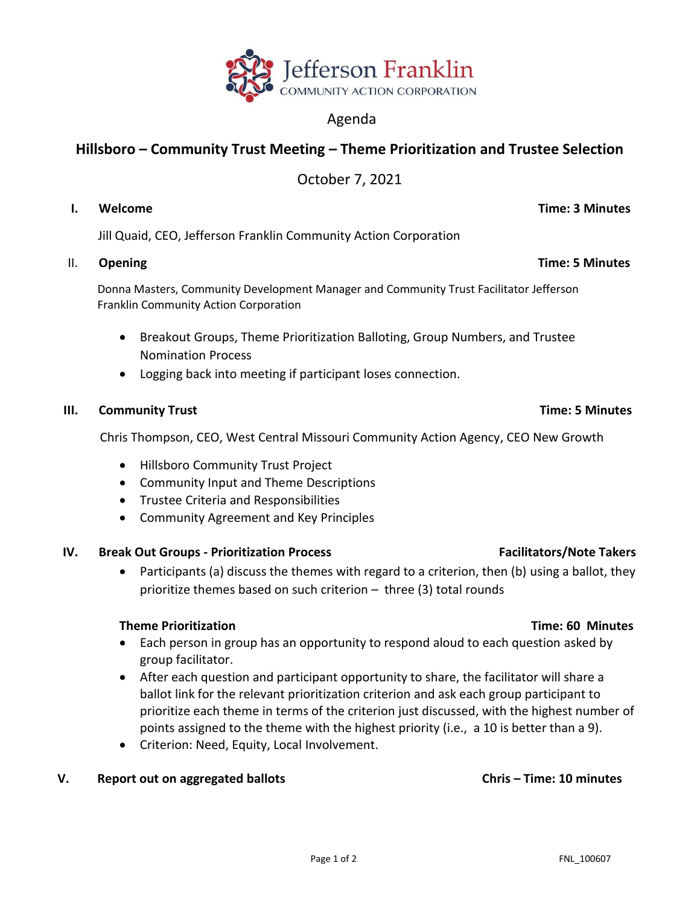Jefferson Franklin
COMMUNITY ACTION CORPORATION

Agenda

# Hillsboro – Community Trust Meeting – Theme Prioritization and Trustee Selection

October 7, 2021

## I. Welcome — Time: 3 Minutes

Jill Quaid, CEO, Jefferson Franklin Community Action Corporation

## II. Opening — Time: 5 Minutes

Donna Masters, Community Development Manager and Community Trust Facilitator Jefferson Franklin Community Action Corporation

- Breakout Groups, Theme Prioritization Balloting, Group Numbers, and Trustee Nomination Process
- Logging back into meeting if participant loses connection.

## III. Community Trust — Time: 5 Minutes

Chris Thompson, CEO, West Central Missouri Community Action Agency, CEO New Growth

- Hillsboro Community Trust Project
- Community Input and Theme Descriptions
- Trustee Criteria and Responsibilities
- Community Agreement and Key Principles

## IV. Break Out Groups - Prioritization Process — Facilitators/Note Takers

- Participants (a) discuss the themes with regard to a criterion, then (b) using a ballot, they prioritize themes based on such criterion – three (3) total rounds

### Theme Prioritization — Time: 60 Minutes

- Each person in group has an opportunity to respond aloud to each question asked by group facilitator.
- After each question and participant opportunity to share, the facilitator will share a ballot link for the relevant prioritization criterion and ask each group participant to prioritize each theme in terms of the criterion just discussed, with the highest number of points assigned to the theme with the highest priority (i.e., a 10 is better than a 9).
- Criterion: Need, Equity, Local Involvement.

## V. Report out on aggregated ballots — Chris – Time: 10 minutes

FNL_100607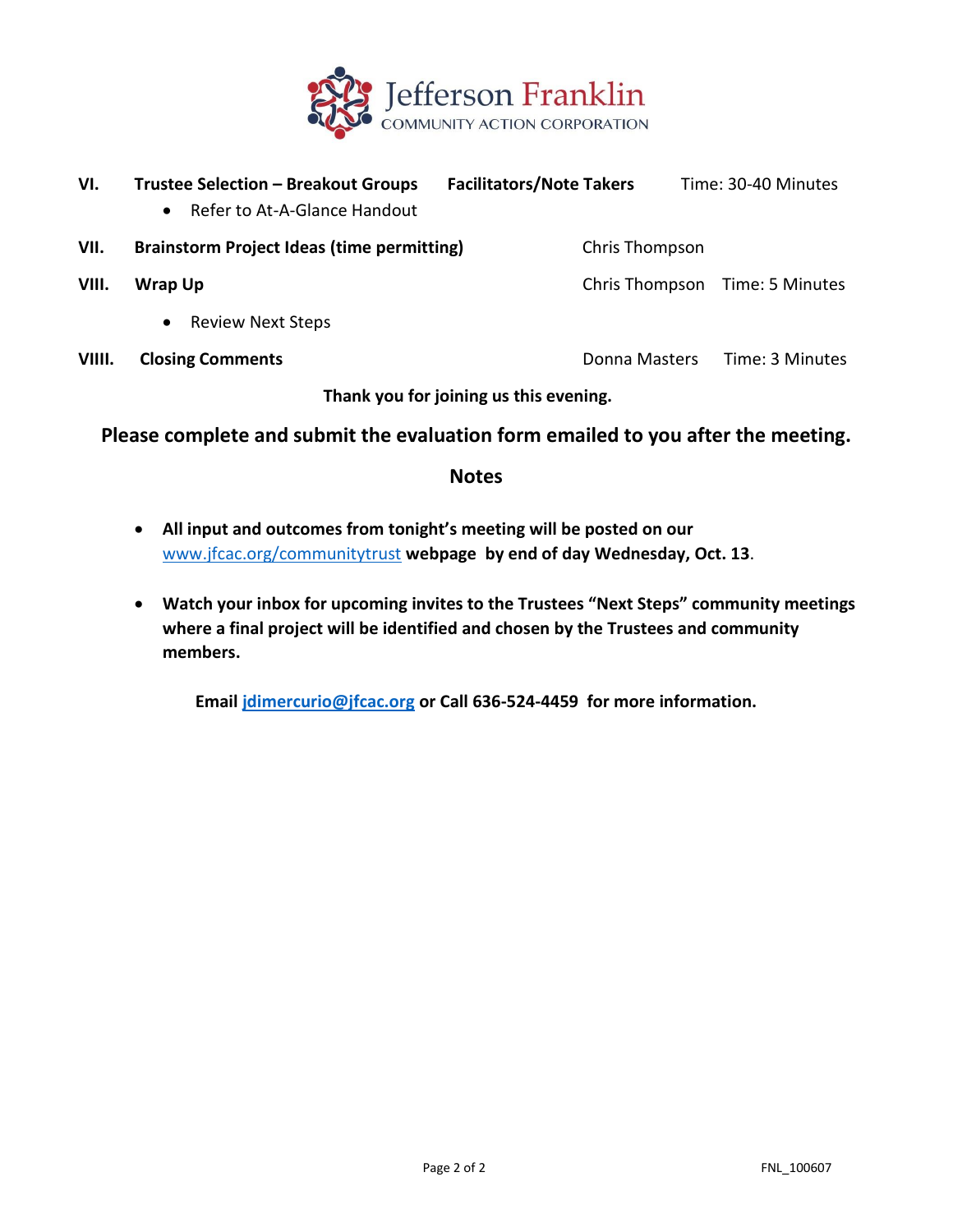Jefferson Franklin
COMMUNITY ACTION CORPORATION

**VI. Trustee Selection – Breakout Groups** **Facilitators/Note Takers** Time: 30-40 Minutes

- Refer to At-A-Glance Handout

**VII. Brainstorm Project Ideas (time permitting)** Chris Thompson

**VIII. Wrap Up** Chris Thompson Time: 5 Minutes

- Review Next Steps

**VIIII. Closing Comments** Donna Masters Time: 3 Minutes

**Thank you for joining us this evening.**

**Please complete and submit the evaluation form emailed to you after the meeting.**

## Notes

- **All input and outcomes from tonight's meeting will be posted on our** www.jfcac.org/communitytrust **webpage by end of day Wednesday, Oct. 13**.
- **Watch your inbox for upcoming invites to the Trustees "Next Steps" community meetings where a final project will be identified and chosen by the Trustees and community members.**

**Email jdimercurio@jfcac.org or Call 636-524-4459 for more information.**

FNL_100607